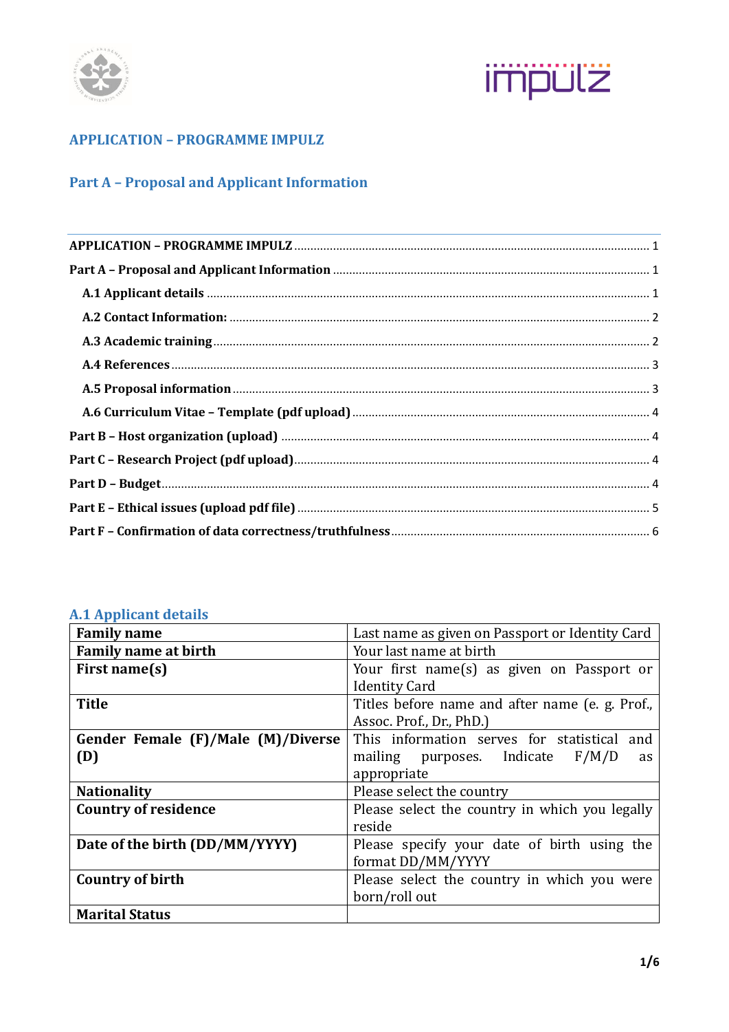## APPLICATION – PROGRAMME IMPULZ

## Part A – Proposal and Applicant Information

**APPLICATION – PROGRAMME IMPULZ** ............ 1
**Part A – Proposal and Applicant Information** ............ 1
- **A.1 Applicant details** ............ 1
- **A.2 Contact Information:** ............ 2
- **A.3 Academic training** ............ 2
- **A.4 References** ............ 3
- **A.5 Proposal information** ............ 3
- **A.6 Curriculum Vitae – Template (pdf upload)** ............ 4

**Part B – Host organization (upload)** ............ 4
**Part C – Research Project (pdf upload)** ............ 4
**Part D – Budget** ............ 4
**Part E – Ethical issues (upload pdf file)** ............ 5
**Part F – Confirmation of data correctness/truthfulness** ............ 6

### A.1 Applicant details

| | |
|---|---|
| **Family name** | Last name as given on Passport or Identity Card |
| **Family name at birth** | Your last name at birth |
| **First name(s)** | Your first name(s) as given on Passport or Identity Card |
| **Title** | Titles before name and after name (e. g. Prof., Assoc. Prof., Dr., PhD.) |
| **Gender Female (F)/Male (M)/Diverse (D)** | This information serves for statistical and mailing purposes. Indicate F/M/D as appropriate |
| **Nationality** | Please select the country |
| **Country of residence** | Please select the country in which you legally reside |
| **Date of the birth (DD/MM/YYYY)** | Please specify your date of birth using the format DD/MM/YYYY |
| **Country of birth** | Please select the country in which you were born/roll out |
| **Marital Status** | |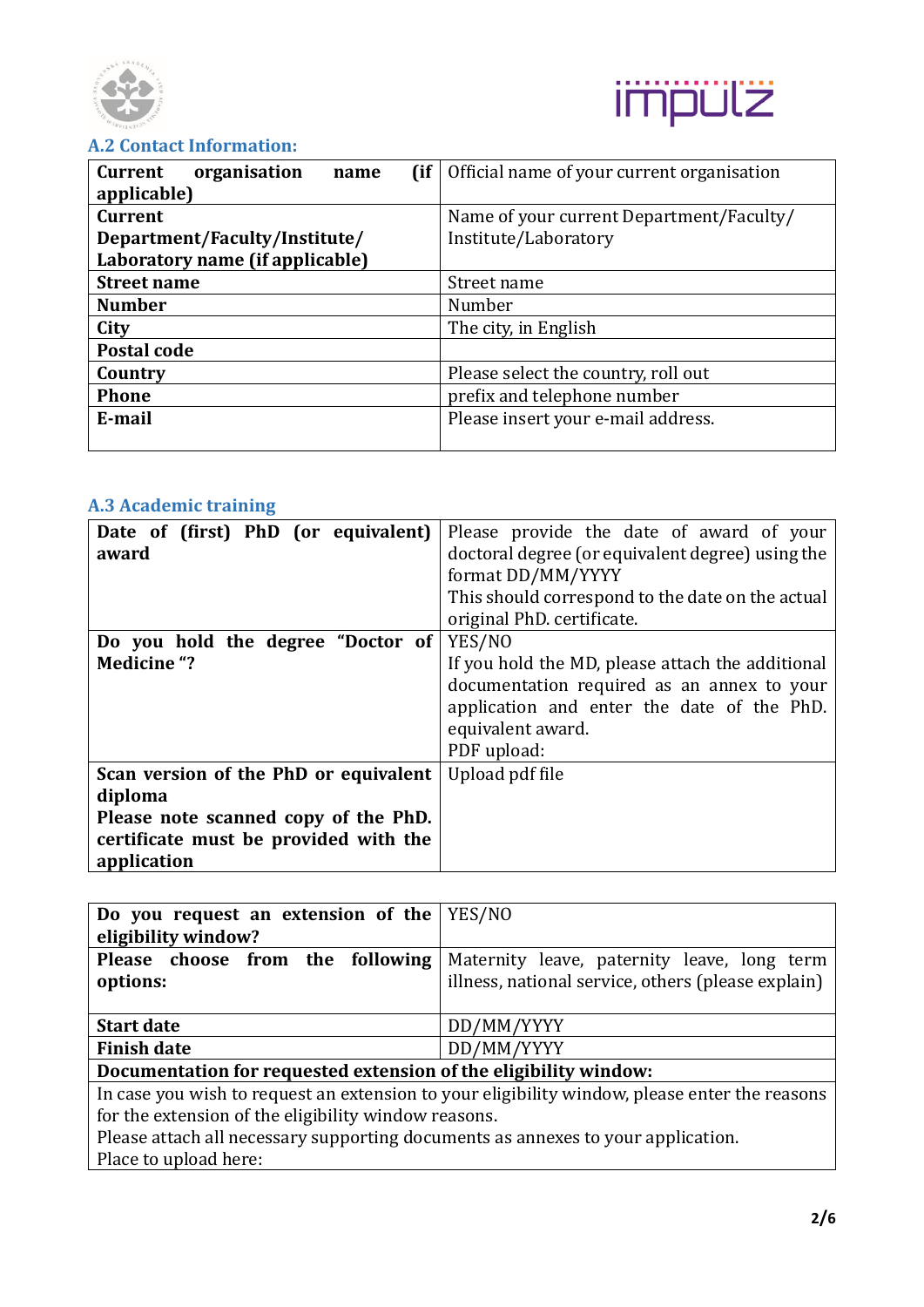### A.2 Contact Information:

| | |
|---|---|
| **Current organisation name (if applicable)** | Official name of your current organisation |
| **Current Department/Faculty/Institute/ Laboratory name (if applicable)** | Name of your current Department/Faculty/ Institute/Laboratory |
| **Street name** | Street name |
| **Number** | Number |
| **City** | The city, in English |
| **Postal code** | |
| **Country** | Please select the country, roll out |
| **Phone** | prefix and telephone number |
| **E-mail** | Please insert your e-mail address. |

### A.3 Academic training

| | |
|---|---|
| **Date of (first) PhD (or equivalent) award** | Please provide the date of award of your doctoral degree (or equivalent degree) using the format DD/MM/YYYY<br>This should correspond to the date on the actual original PhD. certificate. |
| **Do you hold the degree "Doctor of Medicine "?** | YES/NO<br>If you hold the MD, please attach the additional documentation required as an annex to your application and enter the date of the PhD. equivalent award.<br>PDF upload: |
| **Scan version of the PhD or equivalent diploma**<br>**Please note scanned copy of the PhD. certificate must be provided with the application** | Upload pdf file |

| | |
|---|---|
| **Do you request an extension of the eligibility window?** | YES/NO |
| **Please choose from the following options:** | Maternity leave, paternity leave, long term illness, national service, others (please explain) |
| **Start date** | DD/MM/YYYY |
| **Finish date** | DD/MM/YYYY |
| **Documentation for requested extension of the eligibility window:** | |
| In case you wish to request an extension to your eligibility window, please enter the reasons for the extension of the eligibility window reasons.<br>Please attach all necessary supporting documents as annexes to your application.<br>Place to upload here: | |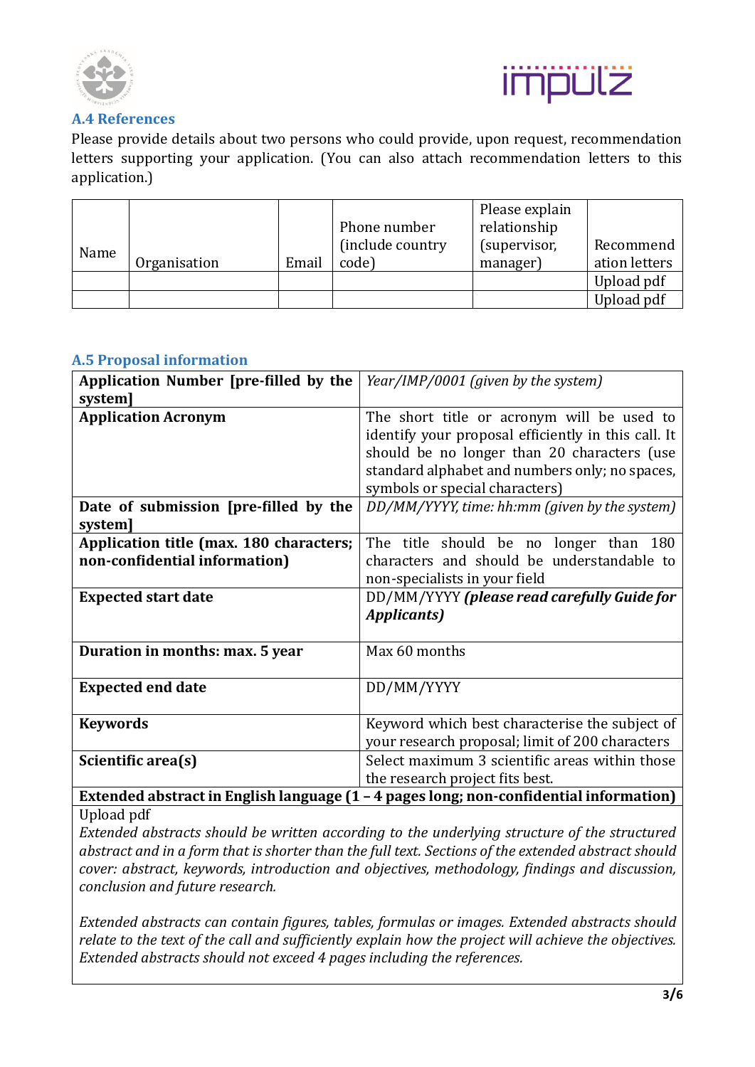### A.4 References

Please provide details about two persons who could provide, upon request, recommendation letters supporting your application. (You can also attach recommendation letters to this application.)

| Name | Organisation | Email | Phone number (include country code) | Please explain relationship (supervisor, manager) | Recommendation letters |
|---|---|---|---|---|---|
| | | | | | Upload pdf |
| | | | | | Upload pdf |

### A.5 Proposal information

| | |
|---|---|
| **Application Number [pre-filled by the system]** | *Year/IMP/0001 (given by the system)* |
| **Application Acronym** | The short title or acronym will be used to identify your proposal efficiently in this call. It should be no longer than 20 characters (use standard alphabet and numbers only; no spaces, symbols or special characters) |
| **Date of submission [pre-filled by the system]** | *DD/MM/YYYY, time: hh:mm (given by the system)* |
| **Application title (max. 180 characters; non-confidential information)** | The title should be no longer than 180 characters and should be understandable to non-specialists in your field |
| **Expected start date** | DD/MM/YYYY ***(please read carefully Guide for Applicants)*** |
| **Duration in months: max. 5 year** | Max 60 months |
| **Expected end date** | DD/MM/YYYY |
| **Keywords** | Keyword which best characterise the subject of your research proposal; limit of 200 characters |
| **Scientific area(s)** | Select maximum 3 scientific areas within those the research project fits best. |

**Extended abstract in English language (1 – 4 pages long; non-confidential information)**

Upload pdf

*Extended abstracts should be written according to the underlying structure of the structured abstract and in a form that is shorter than the full text. Sections of the extended abstract should cover: abstract, keywords, introduction and objectives, methodology, findings and discussion, conclusion and future research.*

*Extended abstracts can contain figures, tables, formulas or images. Extended abstracts should relate to the text of the call and sufficiently explain how the project will achieve the objectives. Extended abstracts should not exceed 4 pages including the references.*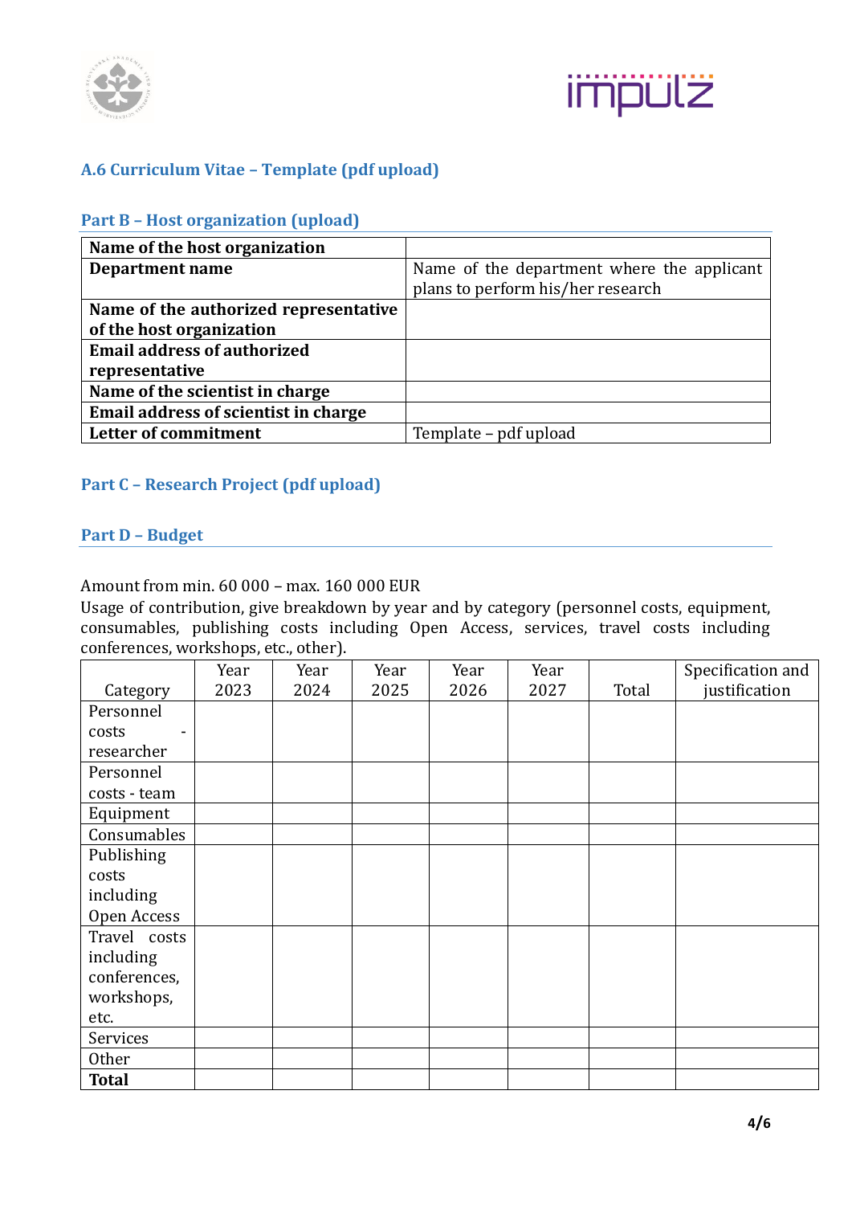### A.6 Curriculum Vitae – Template (pdf upload)

### Part B – Host organization (upload)

| **Name of the host organization** | |
|---|---|
| **Department name** | Name of the department where the applicant plans to perform his/her research |
| **Name of the authorized representative of the host organization** | |
| **Email address of authorized representative** | |
| **Name of the scientist in charge** | |
| **Email address of scientist in charge** | |
| **Letter of commitment** | Template – pdf upload |

### Part C – Research Project (pdf upload)

### Part D – Budget

Amount from min. 60 000 – max. 160 000 EUR

Usage of contribution, give breakdown by year and by category (personnel costs, equipment, consumables, publishing costs including Open Access, services, travel costs including conferences, workshops, etc., other).

| Category | Year 2023 | Year 2024 | Year 2025 | Year 2026 | Year 2027 | Total | Specification and justification |
|---|---|---|---|---|---|---|---|
| Personnel costs - researcher | | | | | | | |
| Personnel costs - team | | | | | | | |
| Equipment | | | | | | | |
| Consumables | | | | | | | |
| Publishing costs including Open Access | | | | | | | |
| Travel costs including conferences, workshops, etc. | | | | | | | |
| Services | | | | | | | |
| Other | | | | | | | |
| **Total** | | | | | | | |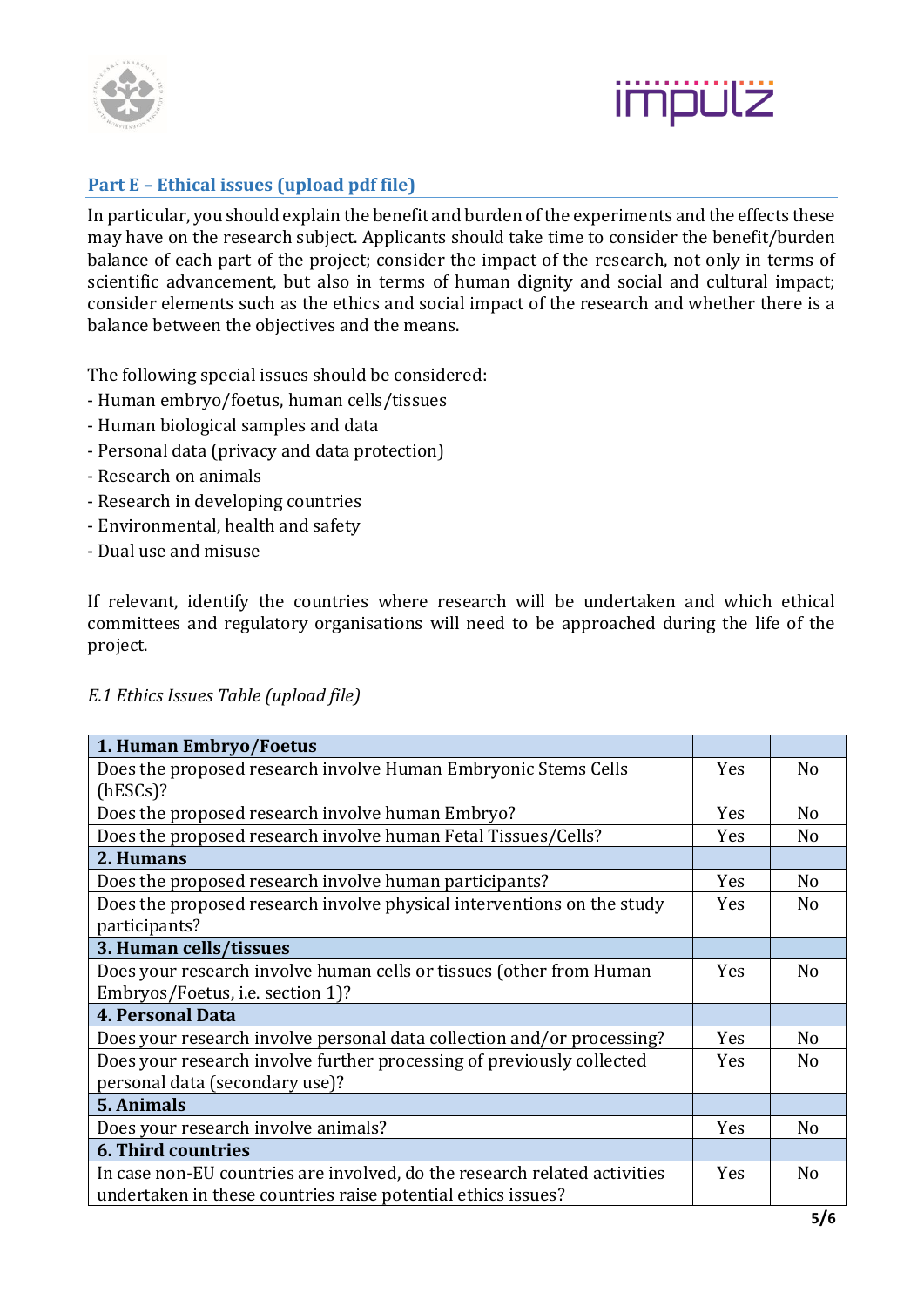## Part E – Ethical issues (upload pdf file)

In particular, you should explain the benefit and burden of the experiments and the effects these may have on the research subject. Applicants should take time to consider the benefit/burden balance of each part of the project; consider the impact of the research, not only in terms of scientific advancement, but also in terms of human dignity and social and cultural impact; consider elements such as the ethics and social impact of the research and whether there is a balance between the objectives and the means.

The following special issues should be considered:

- Human embryo/foetus, human cells/tissues
- Human biological samples and data
- Personal data (privacy and data protection)
- Research on animals
- Research in developing countries
- Environmental, health and safety
- Dual use and misuse

If relevant, identify the countries where research will be undertaken and which ethical committees and regulatory organisations will need to be approached during the life of the project.

*E.1 Ethics Issues Table (upload file)*

| **1. Human Embryo/Foetus** | | |
|---|---|---|
| Does the proposed research involve Human Embryonic Stems Cells (hESCs)? | Yes | No |
| Does the proposed research involve human Embryo? | Yes | No |
| Does the proposed research involve human Fetal Tissues/Cells? | Yes | No |
| **2. Humans** | | |
| Does the proposed research involve human participants? | Yes | No |
| Does the proposed research involve physical interventions on the study participants? | Yes | No |
| **3. Human cells/tissues** | | |
| Does your research involve human cells or tissues (other from Human Embryos/Foetus, i.e. section 1)? | Yes | No |
| **4. Personal Data** | | |
| Does your research involve personal data collection and/or processing? | Yes | No |
| Does your research involve further processing of previously collected personal data (secondary use)? | Yes | No |
| **5. Animals** | | |
| Does your research involve animals? | Yes | No |
| **6. Third countries** | | |
| In case non-EU countries are involved, do the research related activities undertaken in these countries raise potential ethics issues? | Yes | No |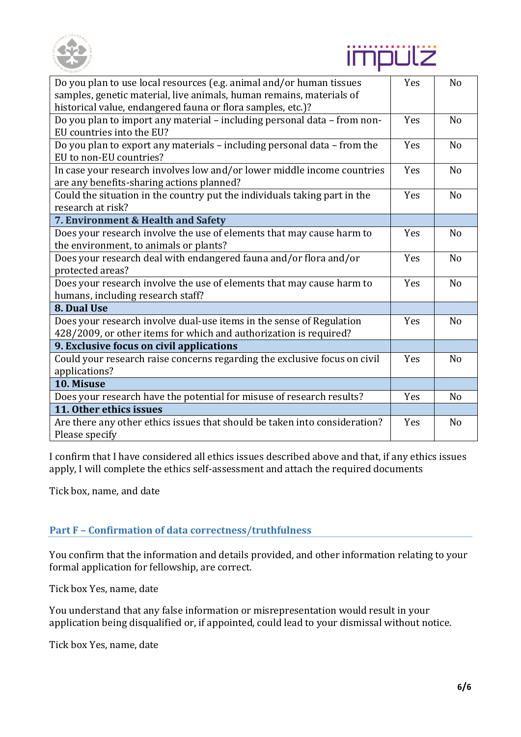| | | |
|---|---|---|
| Do you plan to use local resources (e.g. animal and/or human tissues samples, genetic material, live animals, human remains, materials of historical value, endangered fauna or flora samples, etc.)? | Yes | No |
| Do you plan to import any material – including personal data – from non-EU countries into the EU? | Yes | No |
| Do you plan to export any materials – including personal data – from the EU to non-EU countries? | Yes | No |
| In case your research involves low and/or lower middle income countries are any benefits-sharing actions planned? | Yes | No |
| Could the situation in the country put the individuals taking part in the research at risk? | Yes | No |
| **7. Environment & Health and Safety** | | |
| Does your research involve the use of elements that may cause harm to the environment, to animals or plants? | Yes | No |
| Does your research deal with endangered fauna and/or flora and/or protected areas? | Yes | No |
| Does your research involve the use of elements that may cause harm to humans, including research staff? | Yes | No |
| **8. Dual Use** | | |
| Does your research involve dual-use items in the sense of Regulation 428/2009, or other items for which and authorization is required? | Yes | No |
| **9. Exclusive focus on civil applications** | | |
| Could your research raise concerns regarding the exclusive focus on civil applications? | Yes | No |
| **10. Misuse** | | |
| Does your research have the potential for misuse of research results? | Yes | No |
| **11. Other ethics issues** | | |
| Are there any other ethics issues that should be taken into consideration? Please specify | Yes | No |

I confirm that I have considered all ethics issues described above and that, if any ethics issues apply, I will complete the ethics self-assessment and attach the required documents

Tick box, name, and date

## Part F – Confirmation of data correctness/truthfulness

You confirm that the information and details provided, and other information relating to your formal application for fellowship, are correct.

Tick box Yes, name, date

You understand that any false information or misrepresentation would result in your application being disqualified or, if appointed, could lead to your dismissal without notice.

Tick box Yes, name, date